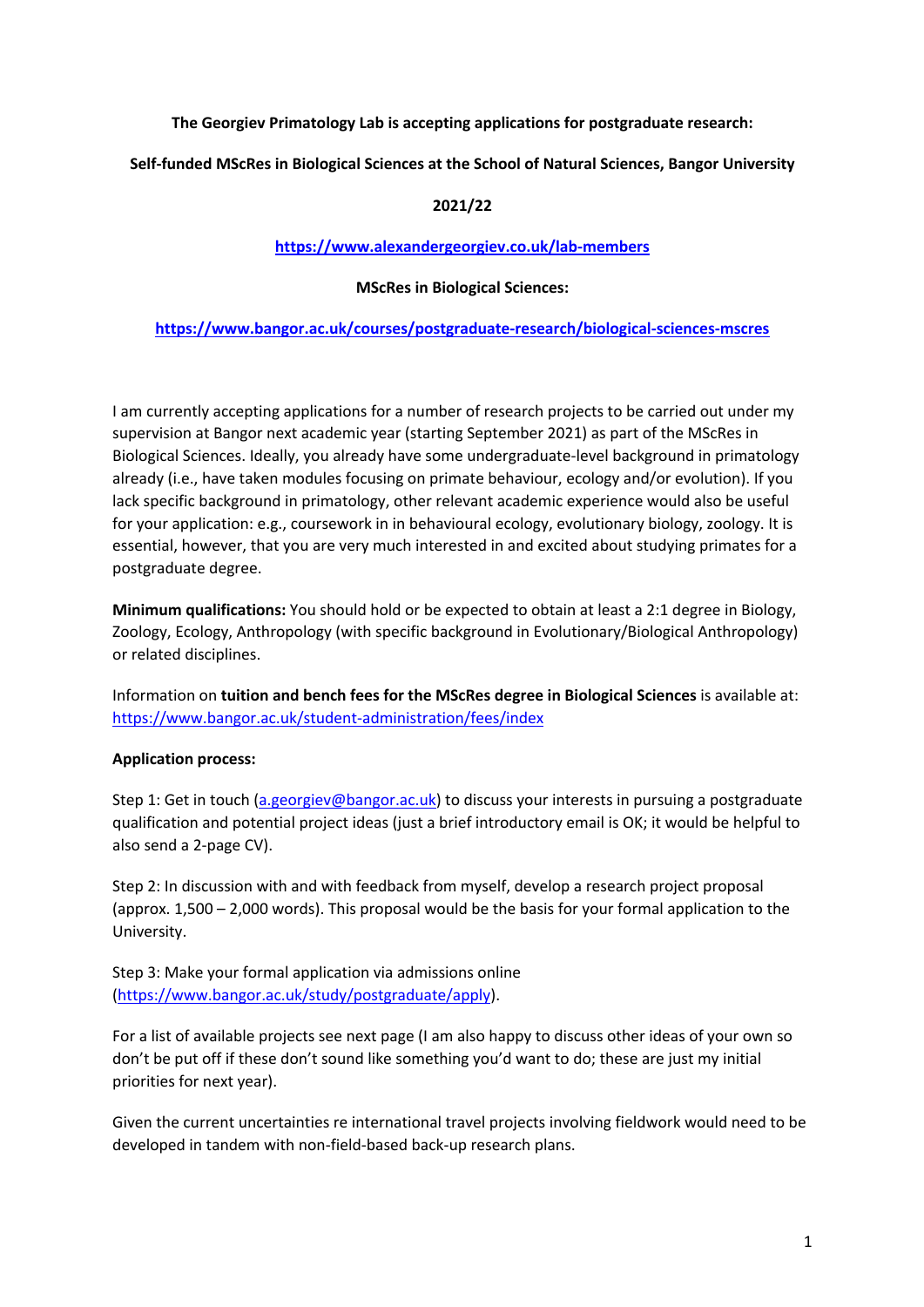**The Georgiev Primatology Lab is accepting applications for postgraduate research:**

**Self-funded MScRes in Biological Sciences at the School of Natural Sciences, Bangor University**

**2021/22**

**[https://www.alexandergeorgiev.co.uk/lab-members](https://www.alexandergeorgiev.co.uk/lab-members)**

**MScRes in Biological Sciences:**

**[https://www.bangor.ac.uk/courses/postgraduate-research/biological-sciences-mscres](https://www.bangor.ac.uk/courses/postgraduate-research/biological-sciences-mscres)**

I am currently accepting applications for a number of research projects to be carried out under my supervision at Bangor next academic year (starting September 2021) as part of the MScRes in Biological Sciences. Ideally, you already have some undergraduate-level background in primatology already (i.e., have taken modules focusing on primate behaviour, ecology and/or evolution). If you lack specific background in primatology, other relevant academic experience would also be useful for your application: e.g., coursework in in behavioural ecology, evolutionary biology, zoology. It is essential, however, that you are very much interested in and excited about studying primates for a postgraduate degree.

**Minimum qualifications:** You should hold or be expected to obtain at least a 2:1 degree in Biology, Zoology, Ecology, Anthropology (with specific background in Evolutionary/Biological Anthropology) or related disciplines.

Information on **tuition and bench fees for the MScRes degree in Biological Sciences** is available at: [https://www.bangor.ac.uk/student-administration/fees/index](https://www.bangor.ac.uk/student-administration/fees/index)

**Application process:**

Step 1: Get in touch ([a.georgiev@bangor.ac.uk](mailto:a.georgiev@bangor.ac.uk)) to discuss your interests in pursuing a postgraduate qualification and potential project ideas (just a brief introductory email is OK; it would be helpful to also send a 2-page CV).

Step 2: In discussion with and with feedback from myself, develop a research project proposal (approx. 1,500 – 2,000 words). This proposal would be the basis for your formal application to the University.

Step 3: Make your formal application via admissions online ([https://www.bangor.ac.uk/study/postgraduate/apply](https://www.bangor.ac.uk/study/postgraduate/apply)).

For a list of available projects see next page (I am also happy to discuss other ideas of your own so don't be put off if these don't sound like something you'd want to do; these are just my initial priorities for next year).

Given the current uncertainties re international travel projects involving fieldwork would need to be developed in tandem with non-field-based back-up research plans.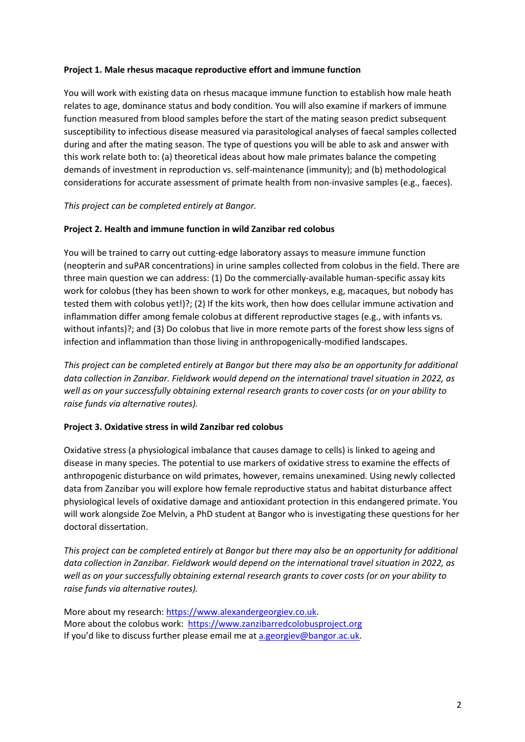**Project 1. Male rhesus macaque reproductive effort and immune function**

You will work with existing data on rhesus macaque immune function to establish how male heath relates to age, dominance status and body condition. You will also examine if markers of immune function measured from blood samples before the start of the mating season predict subsequent susceptibility to infectious disease measured via parasitological analyses of faecal samples collected during and after the mating season. The type of questions you will be able to ask and answer with this work relate both to: (a) theoretical ideas about how male primates balance the competing demands of investment in reproduction vs. self-maintenance (immunity); and (b) methodological considerations for accurate assessment of primate health from non-invasive samples (e.g., faeces).

*This project can be completed entirely at Bangor.*

**Project 2. Health and immune function in wild Zanzibar red colobus**

You will be trained to carry out cutting-edge laboratory assays to measure immune function (neopterin and suPAR concentrations) in urine samples collected from colobus in the field. There are three main question we can address: (1) Do the commercially-available human-specific assay kits work for colobus (they has been shown to work for other monkeys, e.g, macaques, but nobody has tested them with colobus yet!)?; (2) If the kits work, then how does cellular immune activation and inflammation differ among female colobus at different reproductive stages (e.g., with infants vs. without infants)?; and (3) Do colobus that live in more remote parts of the forest show less signs of infection and inflammation than those living in anthropogenically-modified landscapes.

*This project can be completed entirely at Bangor but there may also be an opportunity for additional data collection in Zanzibar. Fieldwork would depend on the international travel situation in 2022, as well as on your successfully obtaining external research grants to cover costs (or on your ability to raise funds via alternative routes).*

**Project 3. Oxidative stress in wild Zanzibar red colobus**

Oxidative stress (a physiological imbalance that causes damage to cells) is linked to ageing and disease in many species. The potential to use markers of oxidative stress to examine the effects of anthropogenic disturbance on wild primates, however, remains unexamined. Using newly collected data from Zanzibar you will explore how female reproductive status and habitat disturbance affect physiological levels of oxidative damage and antioxidant protection in this endangered primate. You will work alongside Zoe Melvin, a PhD student at Bangor who is investigating these questions for her doctoral dissertation.

*This project can be completed entirely at Bangor but there may also be an opportunity for additional data collection in Zanzibar. Fieldwork would depend on the international travel situation in 2022, as well as on your successfully obtaining external research grants to cover costs (or on your ability to raise funds via alternative routes).*

More about my research: https://www.alexandergeorgiev.co.uk.
More about the colobus work: https://www.zanzibarredcolobusproject.org
If you'd like to discuss further please email me at a.georgiev@bangor.ac.uk.